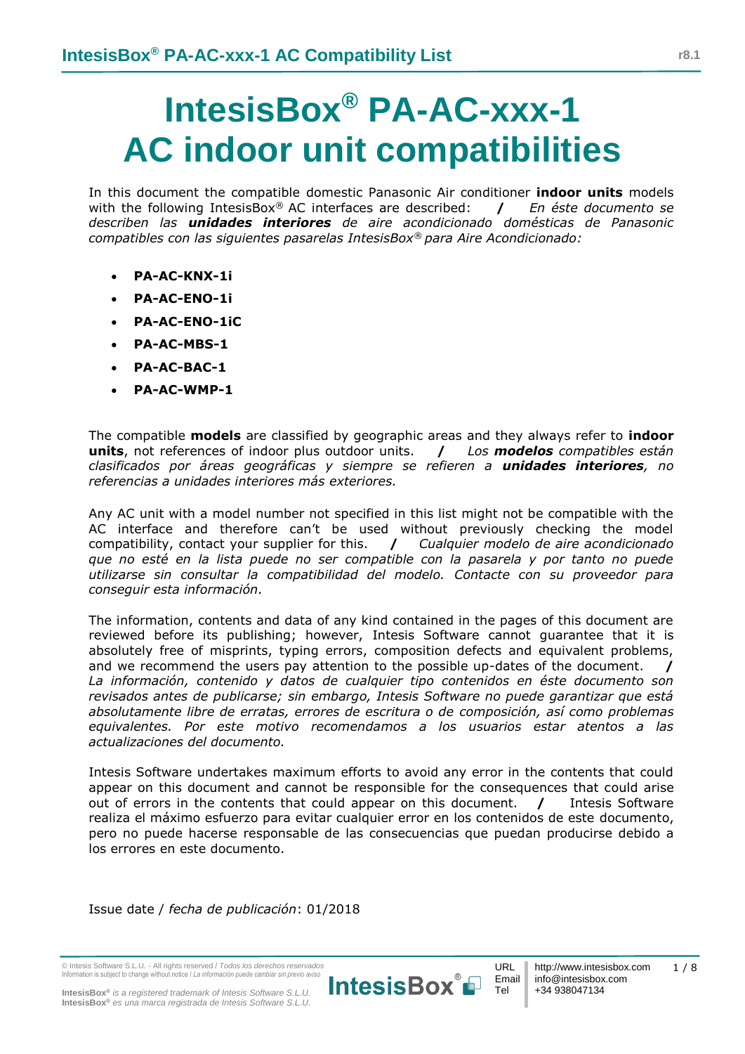# IntesisBox® PA-AC-xxx-1
# AC indoor unit compatibilities

In this document the compatible domestic Panasonic Air conditioner **indoor units** models with the following IntesisBox® AC interfaces are described: **/** *En éste documento se describen las **unidades interiores** de aire acondicionado domésticas de Panasonic compatibles con las siguientes pasarelas IntesisBox® para Aire Acondicionado:*

- **PA-AC-KNX-1i**
- **PA-AC-ENO-1i**
- **PA-AC-ENO-1iC**
- **PA-AC-MBS-1**
- **PA-AC-BAC-1**
- **PA-AC-WMP-1**

The compatible **models** are classified by geographic areas and they always refer to **indoor units**, not references of indoor plus outdoor units. **/** *Los **modelos** compatibles están clasificados por áreas geográficas y siempre se refieren a **unidades interiores**, no referencias a unidades interiores más exteriores.*

Any AC unit with a model number not specified in this list might not be compatible with the AC interface and therefore can't be used without previously checking the model compatibility, contact your supplier for this. **/** *Cualquier modelo de aire acondicionado que no esté en la lista puede no ser compatible con la pasarela y por tanto no puede utilizarse sin consultar la compatibilidad del modelo. Contacte con su proveedor para conseguir esta información.*

The information, contents and data of any kind contained in the pages of this document are reviewed before its publishing; however, Intesis Software cannot guarantee that it is absolutely free of misprints, typing errors, composition defects and equivalent problems, and we recommend the users pay attention to the possible up-dates of the document. **/** *La información, contenido y datos de cualquier tipo contenidos en éste documento son revisados antes de publicarse; sin embargo, Intesis Software no puede garantizar que está absolutamente libre de erratas, errores de escritura o de composición, así como problemas equivalentes. Por este motivo recomendamos a los usuarios estar atentos a las actualizaciones del documento.*

Intesis Software undertakes maximum efforts to avoid any error in the contents that could appear on this document and cannot be responsible for the consequences that could arise out of errors in the contents that could appear on this document. **/** Intesis Software realiza el máximo esfuerzo para evitar cualquier error en los contenidos de este documento, pero no puede hacerse responsable de las consecuencias que puedan producirse debido a los errores en este documento.

Issue date / *fecha de publicación*: 01/2018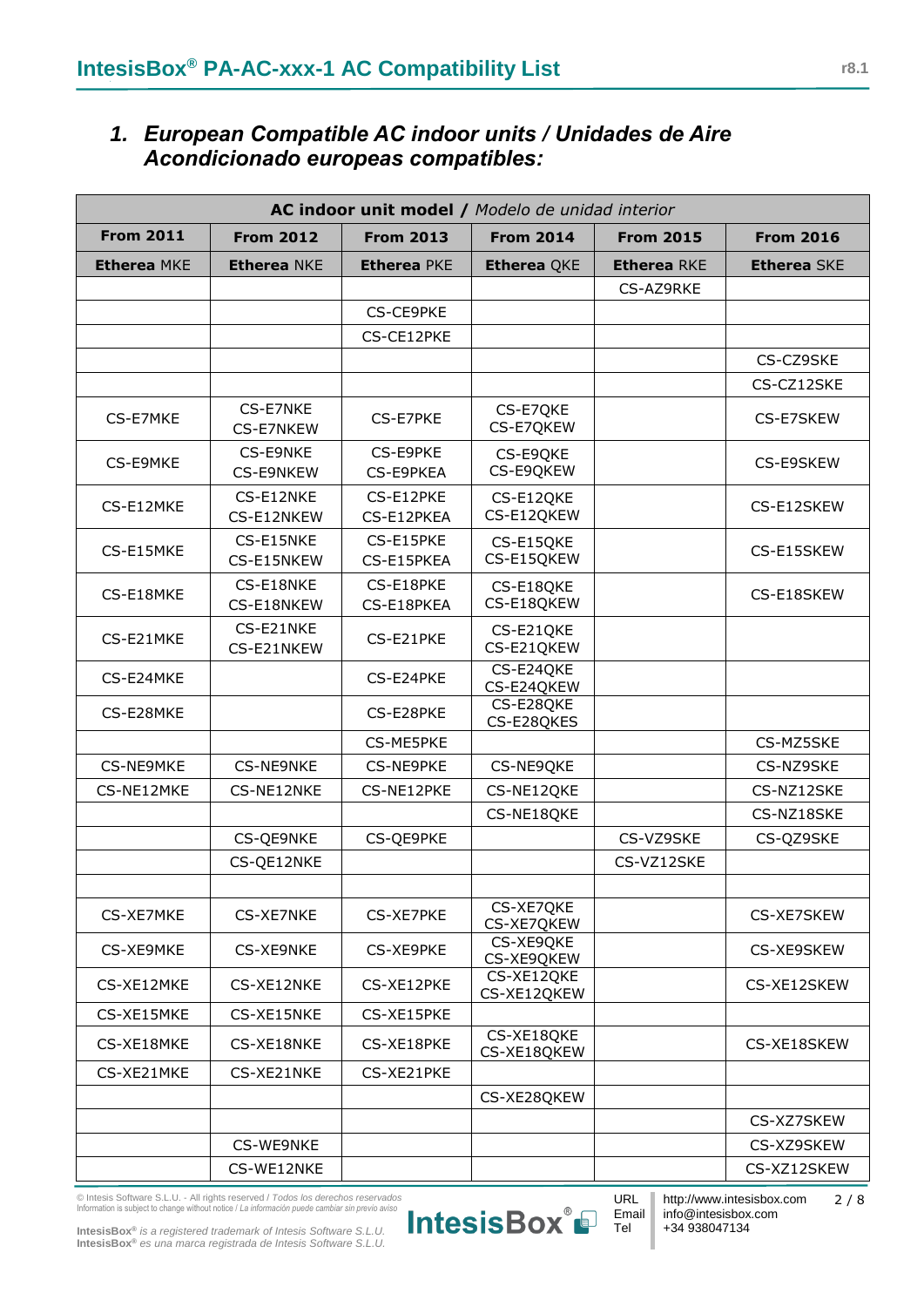## 1. *European Compatible AC indoor units / Unidades de Aire Acondicionado europeas compatibles:*

| **AC indoor unit model** / *Modelo de unidad interior* | | | | | |
|---|---|---|---|---|---|
| **From 2011** | **From 2012** | **From 2013** | **From 2014** | **From 2015** | **From 2016** |
| **Etherea** MKE | **Etherea** NKE | **Etherea** PKE | **Etherea** QKE | **Etherea** RKE | **Etherea** SKE |
| | | | | CS-AZ9RKE | |
| | | CS-CE9PKE | | | |
| | | CS-CE12PKE | | | |
| | | | | | CS-CZ9SKE |
| | | | | | CS-CZ12SKE |
| CS-E7MKE | CS-E7NKE<br>CS-E7NKEW | CS-E7PKE | CS-E7QKE<br>CS-E7QKEW | | CS-E7SKEW |
| CS-E9MKE | CS-E9NKE<br>CS-E9NKEW | CS-E9PKE<br>CS-E9PKEA | CS-E9QKE<br>CS-E9QKEW | | CS-E9SKEW |
| CS-E12MKE | CS-E12NKE<br>CS-E12NKEW | CS-E12PKE<br>CS-E12PKEA | CS-E12QKE<br>CS-E12QKEW | | CS-E12SKEW |
| CS-E15MKE | CS-E15NKE<br>CS-E15NKEW | CS-E15PKE<br>CS-E15PKEA | CS-E15QKE<br>CS-E15QKEW | | CS-E15SKEW |
| CS-E18MKE | CS-E18NKE<br>CS-E18NKEW | CS-E18PKE<br>CS-E18PKEA | CS-E18QKE<br>CS-E18QKEW | | CS-E18SKEW |
| CS-E21MKE | CS-E21NKE<br>CS-E21NKEW | CS-E21PKE | CS-E21QKE<br>CS-E21QKEW | | |
| CS-E24MKE | | CS-E24PKE | CS-E24QKE<br>CS-E24QKEW | | |
| CS-E28MKE | | CS-E28PKE | CS-E28QKE<br>CS-E28QKES | | |
| | | CS-ME5PKE | | | CS-MZ5SKE |
| CS-NE9MKE | CS-NE9NKE | CS-NE9PKE | CS-NE9QKE | | CS-NZ9SKE |
| CS-NE12MKE | CS-NE12NKE | CS-NE12PKE | CS-NE12QKE | | CS-NZ12SKE |
| | | | CS-NE18QKE | | CS-NZ18SKE |
| | CS-QE9NKE | CS-QE9PKE | | CS-VZ9SKE | CS-QZ9SKE |
| | CS-QE12NKE | | | CS-VZ12SKE | |
| | | | | | |
| CS-XE7MKE | CS-XE7NKE | CS-XE7PKE | CS-XE7QKE<br>CS-XE7QKEW | | CS-XE7SKEW |
| CS-XE9MKE | CS-XE9NKE | CS-XE9PKE | CS-XE9QKE<br>CS-XE9QKEW | | CS-XE9SKEW |
| CS-XE12MKE | CS-XE12NKE | CS-XE12PKE | CS-XE12QKE<br>CS-XE12QKEW | | CS-XE12SKEW |
| CS-XE15MKE | CS-XE15NKE | CS-XE15PKE | | | |
| CS-XE18MKE | CS-XE18NKE | CS-XE18PKE | CS-XE18QKE<br>CS-XE18QKEW | | CS-XE18SKEW |
| CS-XE21MKE | CS-XE21NKE | CS-XE21PKE | | | |
| | | | CS-XE28QKEW | | |
| | | | | | CS-XZ7SKEW |
| | CS-WE9NKE | | | | CS-XZ9SKEW |
| | CS-WE12NKE | | | | CS-XZ12SKEW |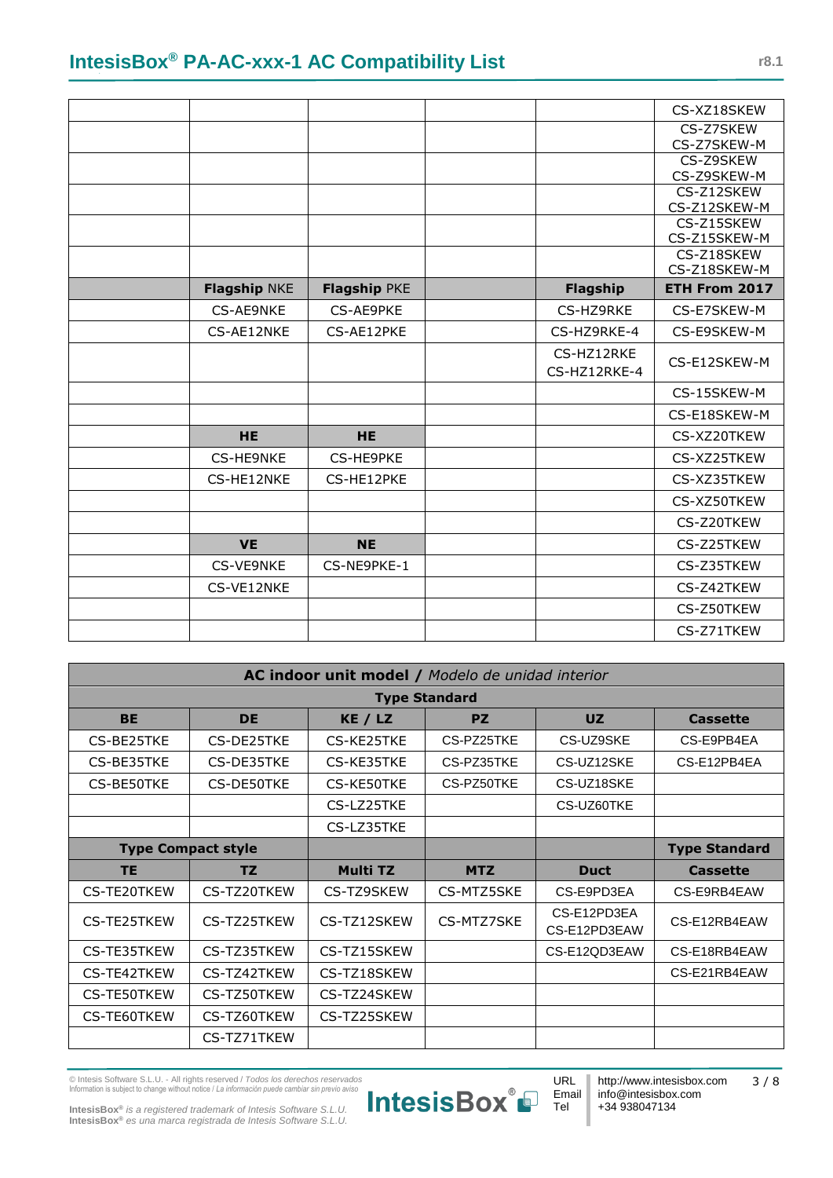| | | | | | |
|---|---|---|---|---|---|
| | | | | | CS-XZ18SKEW |
| | | | | | CS-Z7SKEW CS-Z7SKEW-M |
| | | | | | CS-Z9SKEW CS-Z9SKEW-M |
| | | | | | CS-Z12SKEW CS-Z12SKEW-M |
| | | | | | CS-Z15SKEW CS-Z15SKEW-M |
| | | | | | CS-Z18SKEW CS-Z18SKEW-M |
| | **Flagship** NKE | **Flagship** PKE | | **Flagship** | **ETH From 2017** |
| | CS-AE9NKE | CS-AE9PKE | | CS-HZ9RKE | CS-E7SKEW-M |
| | CS-AE12NKE | CS-AE12PKE | | CS-HZ9RKE-4 | CS-E9SKEW-M |
| | | | | CS-HZ12RKE CS-HZ12RKE-4 | CS-E12SKEW-M |
| | | | | | CS-15SKEW-M |
| | | | | | CS-E18SKEW-M |
| | **HE** | **HE** | | | CS-XZ20TKEW |
| | CS-HE9NKE | CS-HE9PKE | | | CS-XZ25TKEW |
| | CS-HE12NKE | CS-HE12PKE | | | CS-XZ35TKEW |
| | | | | | CS-XZ50TKEW |
| | | | | | CS-Z20TKEW |
| | **VE** | **NE** | | | CS-Z25TKEW |
| | CS-VE9NKE | CS-NE9PKE-1 | | | CS-Z35TKEW |
| | CS-VE12NKE | | | | CS-Z42TKEW |
| | | | | | CS-Z50TKEW |
| | | | | | CS-Z71TKEW |

| **AC indoor unit model /** *Modelo de unidad interior* | | | | | |
|---|---|---|---|---|---|
| **Type Standard** | | | | | |
| **BE** | **DE** | **KE / LZ** | **PZ** | **UZ** | **Cassette** |
| CS-BE25TKE | CS-DE25TKE | CS-KE25TKE | CS-PZ25TKE | CS-UZ9SKE | CS-E9PB4EA |
| CS-BE35TKE | CS-DE35TKE | CS-KE35TKE | CS-PZ35TKE | CS-UZ12SKE | CS-E12PB4EA |
| CS-BE50TKE | CS-DE50TKE | CS-KE50TKE | CS-PZ50TKE | CS-UZ18SKE | |
| | | CS-LZ25TKE | | CS-UZ60TKE | |
| | | CS-LZ35TKE | | | |
| **Type Compact style** | | | | | **Type Standard** |
| **TE** | **TZ** | **Multi TZ** | **MTZ** | **Duct** | **Cassette** |
| CS-TE20TKEW | CS-TZ20TKEW | CS-TZ9SKEW | CS-MTZ5SKE | CS-E9PD3EA | CS-E9RB4EAW |
| CS-TE25TKEW | CS-TZ25TKEW | CS-TZ12SKEW | CS-MTZ7SKE | CS-E12PD3EA CS-E12PD3EAW | CS-E12RB4EAW |
| CS-TE35TKEW | CS-TZ35TKEW | CS-TZ15SKEW | | CS-E12QD3EAW | CS-E18RB4EAW |
| CS-TE42TKEW | CS-TZ42TKEW | CS-TZ18SKEW | | | CS-E21RB4EAW |
| CS-TE50TKEW | CS-TZ50TKEW | CS-TZ24SKEW | | | |
| CS-TE60TKEW | CS-TZ60TKEW | CS-TZ25SKEW | | | |
| | CS-TZ71TKEW | | | | |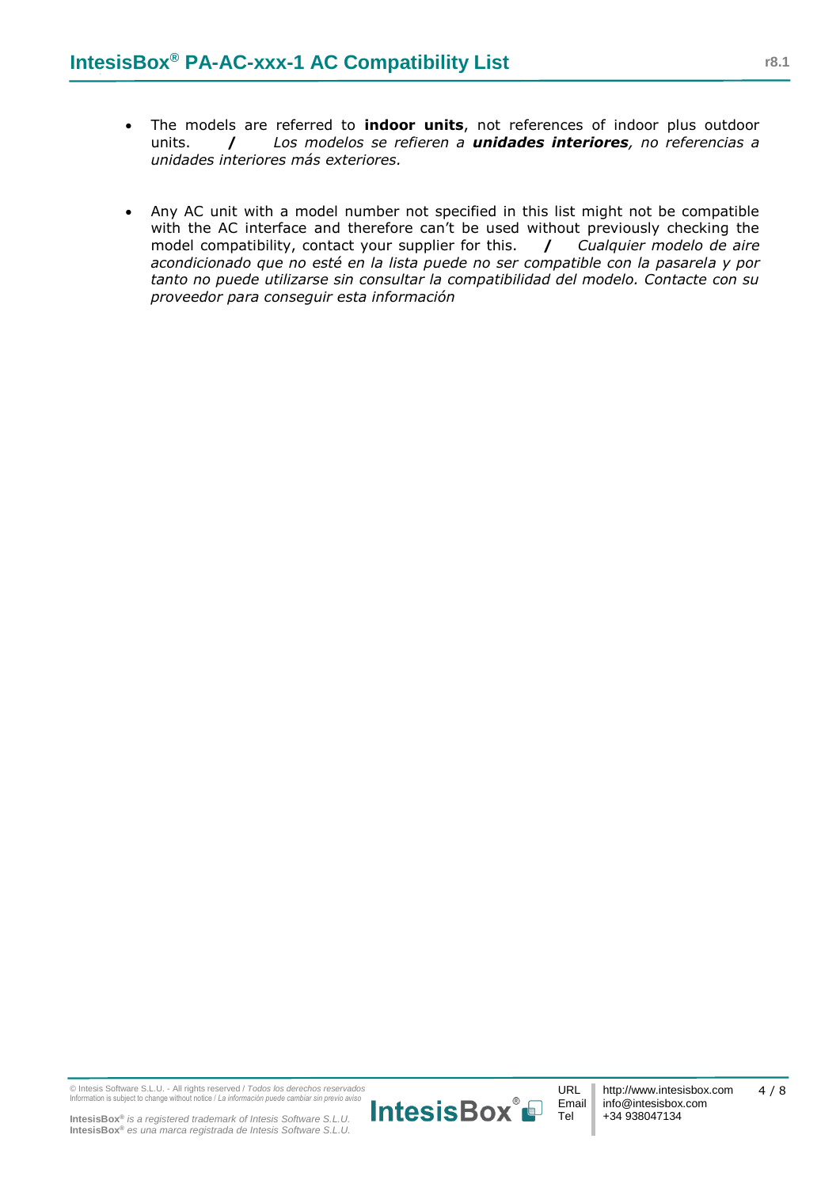- The models are referred to **indoor units**, not references of indoor plus outdoor units. **/** *Los modelos se refieren a **unidades interiores**, no referencias a unidades interiores más exteriores.*

- Any AC unit with a model number not specified in this list might not be compatible with the AC interface and therefore can't be used without previously checking the model compatibility, contact your supplier for this. **/** *Cualquier modelo de aire acondicionado que no esté en la lista puede no ser compatible con la pasarela y por tanto no puede utilizarse sin consultar la compatibilidad del modelo. Contacte con su proveedor para conseguir esta información*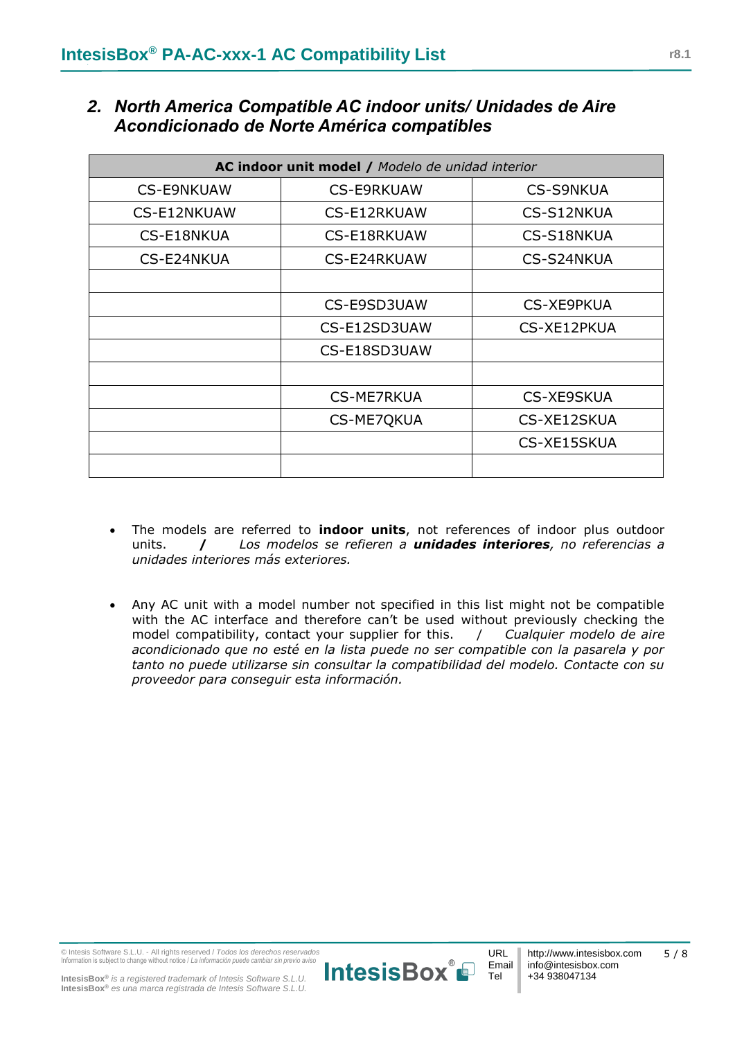## 2. *North America Compatible AC indoor units/ Unidades de Aire Acondicionado de Norte América compatibles*

| **AC indoor unit model /** *Modelo de unidad interior* | | |
|---|---|---|
| CS-E9NKUAW | CS-E9RKUAW | CS-S9NKUA |
| CS-E12NKUAW | CS-E12RKUAW | CS-S12NKUA |
| CS-E18NKUA | CS-E18RKUAW | CS-S18NKUA |
| CS-E24NKUA | CS-E24RKUAW | CS-S24NKUA |
| | | |
| | CS-E9SD3UAW | CS-XE9PKUA |
| | CS-E12SD3UAW | CS-XE12PKUA |
| | CS-E18SD3UAW | |
| | | |
| | CS-ME7RKUA | CS-XE9SKUA |
| | CS-ME7QKUA | CS-XE12SKUA |
| | | CS-XE15SKUA |
| | | |

- The models are referred to **indoor units**, not references of indoor plus outdoor units. ***/*** *Los modelos se refieren a **unidades interiores**, no referencias a unidades interiores más exteriores.*

- Any AC unit with a model number not specified in this list might not be compatible with the AC interface and therefore can't be used without previously checking the model compatibility, contact your supplier for this. / *Cualquier modelo de aire acondicionado que no esté en la lista puede no ser compatible con la pasarela y por tanto no puede utilizarse sin consultar la compatibilidad del modelo. Contacte con su proveedor para conseguir esta información.*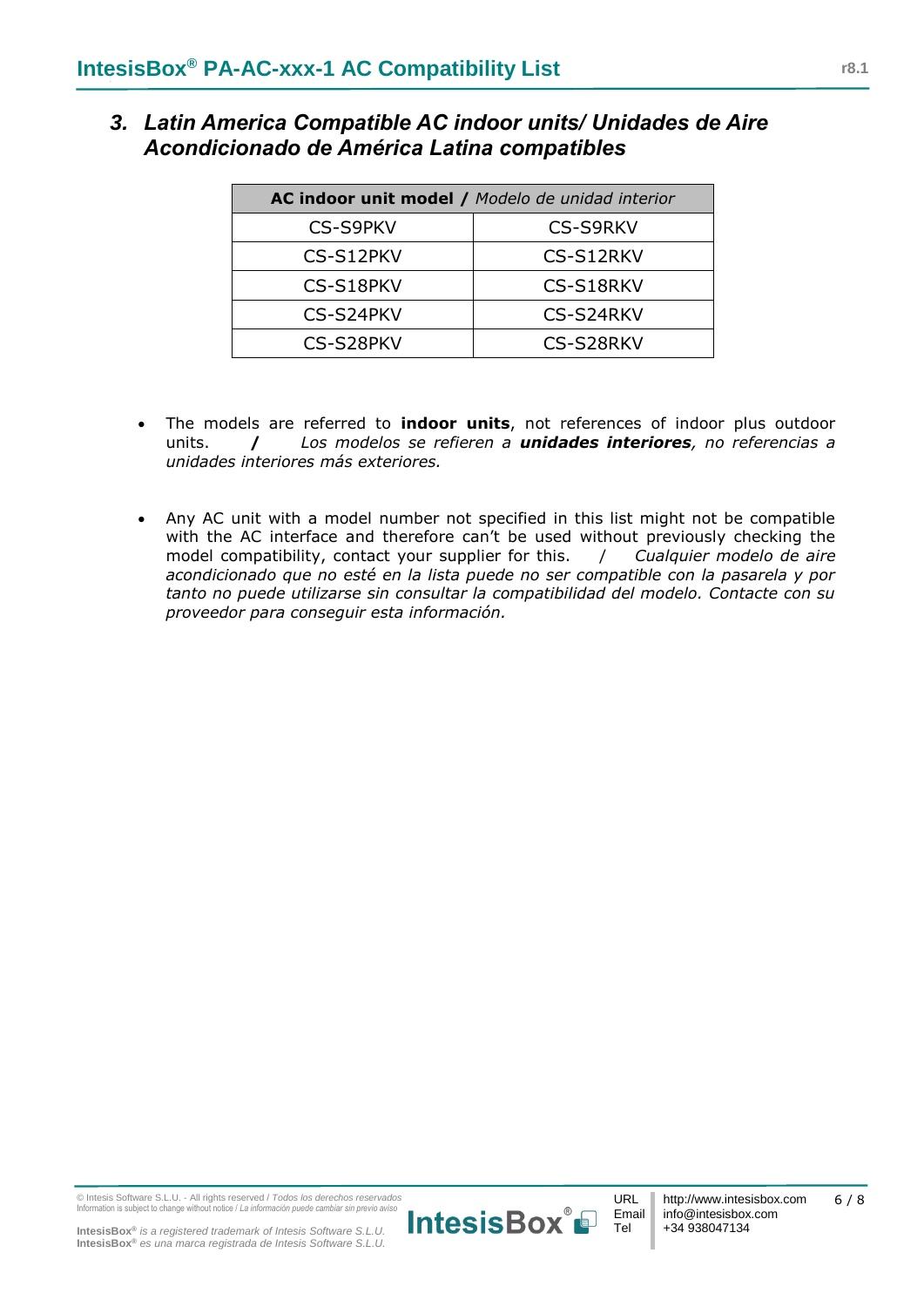## *3. Latin America Compatible AC indoor units/ Unidades de Aire Acondicionado de América Latina compatibles*

| **AC indoor unit model** / *Modelo de unidad interior* | |
|---|---|
| CS-S9PKV | CS-S9RKV |
| CS-S12PKV | CS-S12RKV |
| CS-S18PKV | CS-S18RKV |
| CS-S24PKV | CS-S24RKV |
| CS-S28PKV | CS-S28RKV |

- The models are referred to **indoor units**, not references of indoor plus outdoor units. **/** *Los modelos se refieren a **unidades interiores**, no referencias a unidades interiores más exteriores.*

- Any AC unit with a model number not specified in this list might not be compatible with the AC interface and therefore can't be used without previously checking the model compatibility, contact your supplier for this. / *Cualquier modelo de aire acondicionado que no esté en la lista puede no ser compatible con la pasarela y por tanto no puede utilizarse sin consultar la compatibilidad del modelo. Contacte con su proveedor para conseguir esta información.*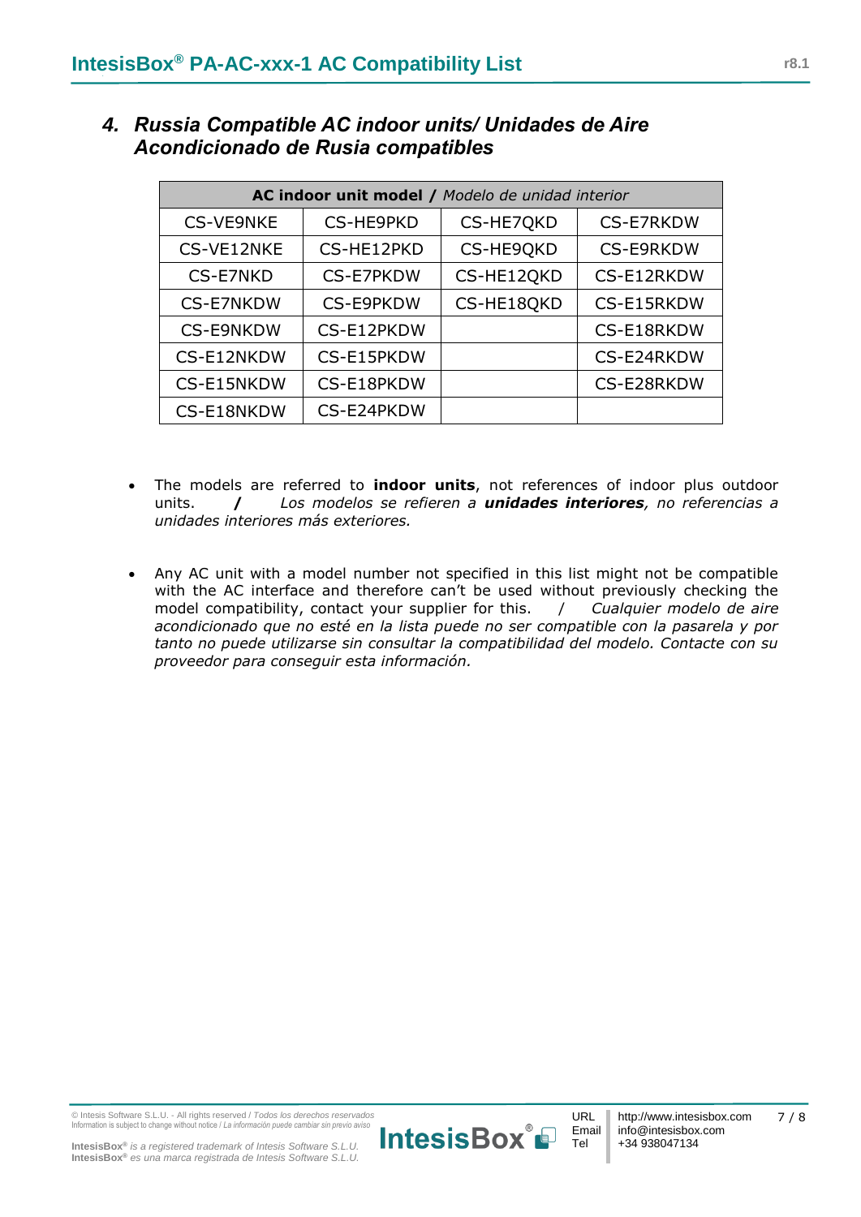## *4. Russia Compatible AC indoor units/ Unidades de Aire Acondicionado de Rusia compatibles*

| **AC indoor unit model /** *Modelo de unidad interior* | | | |
|---|---|---|---|
| CS-VE9NKE | CS-HE9PKD | CS-HE7QKD | CS-E7RKDW |
| CS-VE12NKE | CS-HE12PKD | CS-HE9QKD | CS-E9RKDW |
| CS-E7NKD | CS-E7PKDW | CS-HE12QKD | CS-E12RKDW |
| CS-E7NKDW | CS-E9PKDW | CS-HE18QKD | CS-E15RKDW |
| CS-E9NKDW | CS-E12PKDW | | CS-E18RKDW |
| CS-E12NKDW | CS-E15PKDW | | CS-E24RKDW |
| CS-E15NKDW | CS-E18PKDW | | CS-E28RKDW |
| CS-E18NKDW | CS-E24PKDW | | |

- The models are referred to **indoor units**, not references of indoor plus outdoor units. **/** *Los modelos se refieren a **unidades interiores**, no referencias a unidades interiores más exteriores.*

- Any AC unit with a model number not specified in this list might not be compatible with the AC interface and therefore can't be used without previously checking the model compatibility, contact your supplier for this. / *Cualquier modelo de aire acondicionado que no esté en la lista puede no ser compatible con la pasarela y por tanto no puede utilizarse sin consultar la compatibilidad del modelo. Contacte con su proveedor para conseguir esta información.*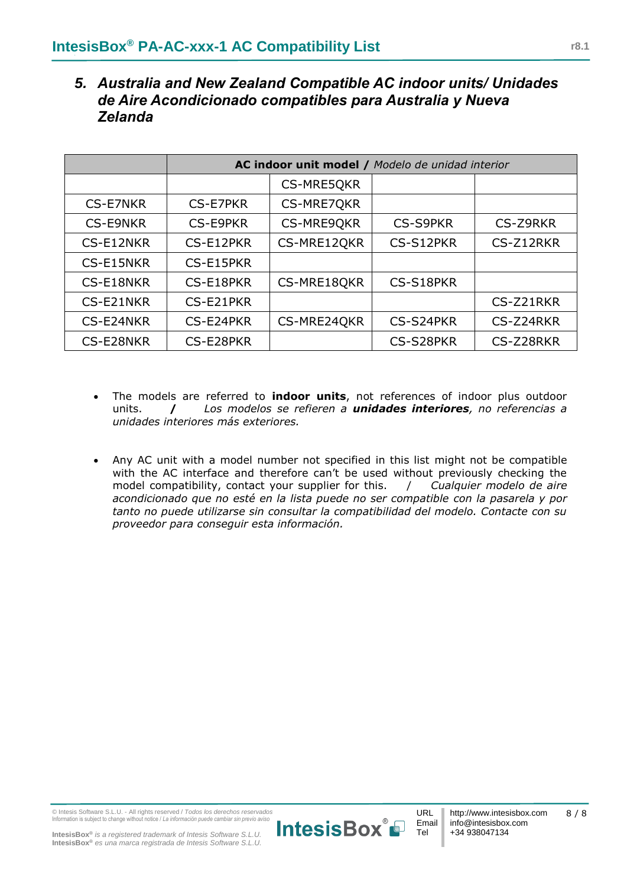## 5. *Australia and New Zealand Compatible AC indoor units/ Unidades de Aire Acondicionado compatibles para Australia y Nueva Zelanda*

| | **AC indoor unit model /** *Modelo de unidad interior* | | | |
|---|---|---|---|---|
| | | CS-MRE5QKR | | |
| CS-E7NKR | CS-E7PKR | CS-MRE7QKR | | |
| CS-E9NKR | CS-E9PKR | CS-MRE9QKR | CS-S9PKR | CS-Z9RKR |
| CS-E12NKR | CS-E12PKR | CS-MRE12QKR | CS-S12PKR | CS-Z12RKR |
| CS-E15NKR | CS-E15PKR | | | |
| CS-E18NKR | CS-E18PKR | CS-MRE18QKR | CS-S18PKR | |
| CS-E21NKR | CS-E21PKR | | | CS-Z21RKR |
| CS-E24NKR | CS-E24PKR | CS-MRE24QKR | CS-S24PKR | CS-Z24RKR |
| CS-E28NKR | CS-E28PKR | | CS-S28PKR | CS-Z28RKR |

- The models are referred to **indoor units**, not references of indoor plus outdoor units. **/** *Los modelos se refieren a **unidades interiores**, no referencias a unidades interiores más exteriores.*

- Any AC unit with a model number not specified in this list might not be compatible with the AC interface and therefore can't be used without previously checking the model compatibility, contact your supplier for this. / *Cualquier modelo de aire acondicionado que no esté en la lista puede no ser compatible con la pasarela y por tanto no puede utilizarse sin consultar la compatibilidad del modelo. Contacte con su proveedor para conseguir esta información.*